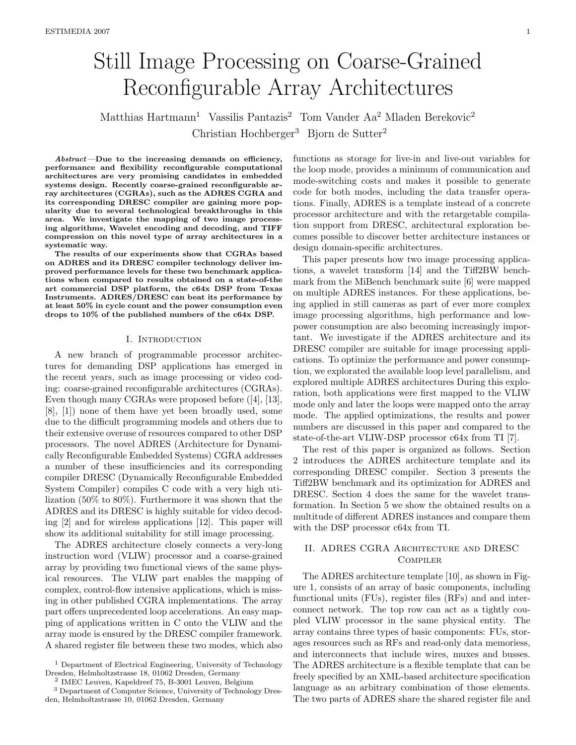# Still Image Processing on Coarse-Grained Reconfigurable Array Architectures

Matthias Hartmann[1] Vassilis Pantazis[2] Tom Vander Aa[2] Mladen Berekovic[2] Christian Hochberger[3] Bjorn de Sutter[2]

***Abstract*—Due to the increasing demands on efficiency, performance and flexibility reconfigurable computational architectures are very promising candidates in embedded systems design. Recently coarse-grained reconfigurable array architectures (CGRAs), such as the ADRES CGRA and its corresponding DRESC compiler are gaining more popularity due to several technological breakthroughs in this area. We investigate the mapping of two image processing algorithms, Wavelet encoding and decoding, and TIFF compression on this novel type of array architectures in a systematic way.**

**The results of our experiments show that CGRAs based on ADRES and its DRESC compiler technology deliver improved performance levels for these two benchmark applications when compared to results obtained on a state-of-the art commercial DSP platform, the c64x DSP from Texas Instruments. ADRES/DRESC can beat its performance by at least 50% in cycle count and the power consumption even drops to 10% of the published numbers of the c64x DSP.**

## I. Introduction

A new branch of programmable processor architectures for demanding DSP applications has emerged in the recent years, such as image processing or video coding: coarse-grained reconfigurable architectures (CGRAs). Even though many CGRAs were proposed before ([4], [13], [8], [1]) none of them have yet been broadly used, some due to the difficult programming models and others due to their extensive overuse of resources compared to other DSP processors. The novel ADRES (Architecture for Dynamically Reconfigurable Embedded Systems) CGRA addresses a number of these insufficiencies and its corresponding compiler DRESC (Dynamically Reconfigurable Embedded System Compiler) compiles C code with a very high utilization (50% to 80%). Furthermore it was shown that the ADRES and its DRESC is highly suitable for video decoding [2] and for wireless applications [12]. This paper will show its additional suitability for still image processing.

The ADRES architecture closely connects a very-long instruction word (VLIW) processor and a coarse-grained array by providing two functional views of the same physical resources. The VLIW part enables the mapping of complex, control-flow intensive applications, which is missing in other published CGRA implementations. The array part offers unprecedented loop accelerations. An easy mapping of applications written in C onto the VLIW and the array mode is ensured by the DRESC compiler framework. A shared register file between these two modes, which also functions as storage for live-in and live-out variables for the loop mode, provides a minimum of communication and mode-switching costs and makes it possible to generate code for both modes, including the data transfer operations. Finally, ADRES is a template instead of a concrete processor architecture and with the retargetable compilation support from DRESC, architectural exploration becomes possible to discover better architecture instances or design domain-specific architectures.

This paper presents how two image processing applications, a wavelet transform [14] and the Tiff2BW benchmark from the MiBench benchmark suite [6] were mapped on multiple ADRES instances. For these applications, being applied in still cameras as part of ever more complex image processing algorithms, high performance and low-power consumption are also becoming increasingly important. We investigate if the ADRES architecture and its DRESC compiler are suitable for image processing applications. To optimize the performance and power consumption, we explored the available loop level parallelism, and explored multiple ADRES architectures During this exploration, both applications were first mapped to the VLIW mode only and later the loops were mapped onto the array mode. The applied optimizations, the results and power numbers are discussed in this paper and compared to the state-of-the-art VLIW-DSP processor c64x from TI [7].

The rest of this paper is organized as follows. Section 2 introduces the ADRES architecture template and its corresponding DRESC compiler. Section 3 presents the Tiff2BW benchmark and its optimization for ADRES and DRESC. Section 4 does the same for the wavelet transformation. In Section 5 we show the obtained results on a multitude of different ADRES instances and compare them with the DSP processor c64x from TI.

## II. ADRES CGRA Architecture and DRESC Compiler

The ADRES architecture template [10], as shown in Figure 1, consists of an array of basic components, including functional units (FUs), register files (RFs) and and interconnect network. The top row can act as a tightly coupled VLIW processor in the same physical entity. The array contains three types of basic components: FUs, storages resources such as RFs and read-only data memoriess, and interconnects that include wires, muxes and busses. The ADRES architecture is a flexible template that can be freely specified by an XML-based architecture specification language as an arbitrary combination of those elements. The two parts of ADRES share the shared register file and

[1] Department of Electrical Engineering, University of Technology Dresden, Helmholtzstrasse 18, 01062 Dresden, Germany

[2] IMEC Leuven, Kapeldreef 75, B-3001 Leuven, Belgium

[3] Department of Computer Science, University of Technology Dresden, Helmholtzstrasse 10, 01062 Dresden, Germany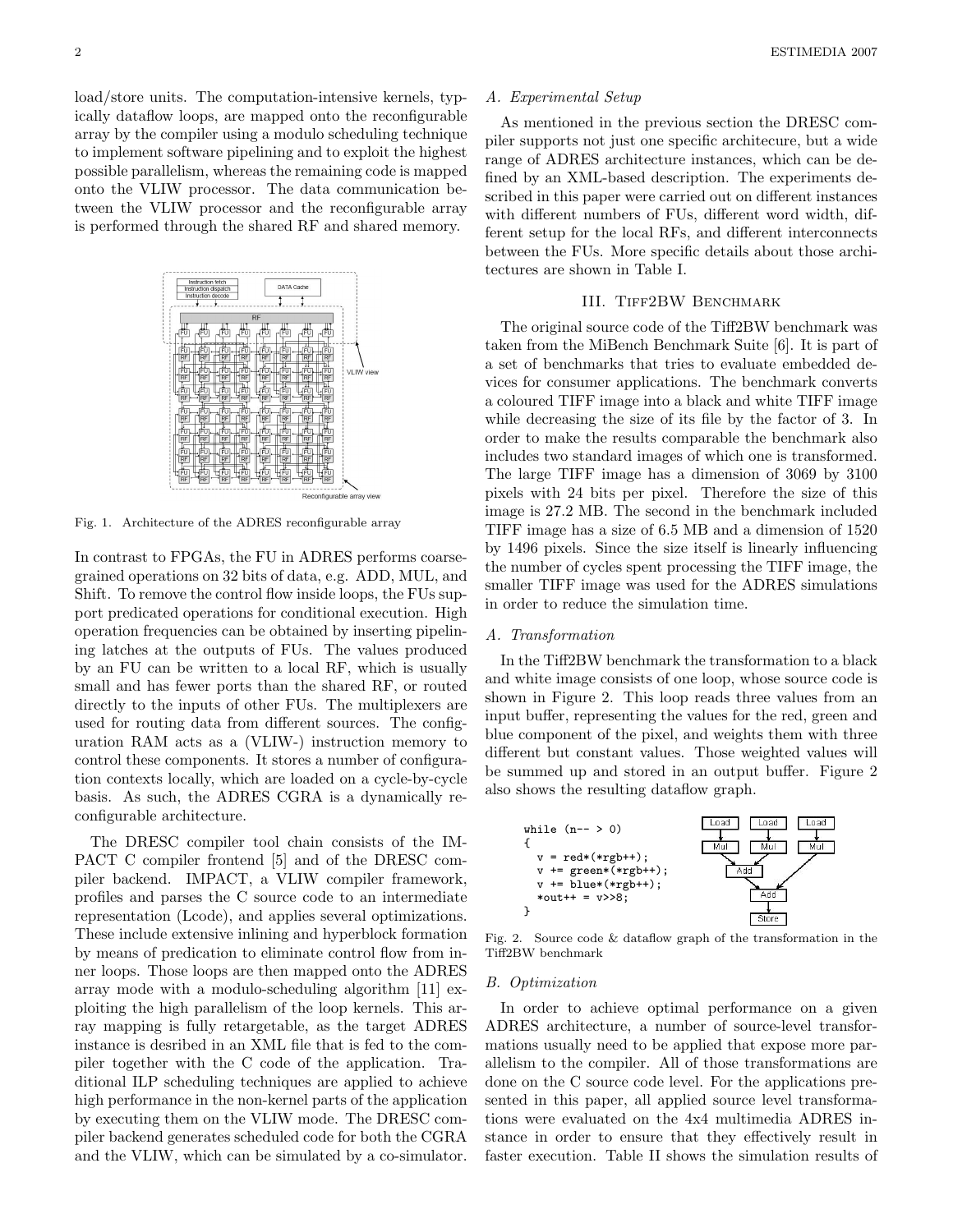load/store units. The computation-intensive kernels, typically dataflow loops, are mapped onto the reconfigurable array by the compiler using a modulo scheduling technique to implement software pipelining and to exploit the highest possible parallelism, whereas the remaining code is mapped onto the VLIW processor. The data communication between the VLIW processor and the reconfigurable array is performed through the shared RF and shared memory.

Fig. 1. Architecture of the ADRES reconfigurable array

In contrast to FPGAs, the FU in ADRES performs coarse-grained operations on 32 bits of data, e.g. ADD, MUL, and Shift. To remove the control flow inside loops, the FUs support predicated operations for conditional execution. High operation frequencies can be obtained by inserting pipelining latches at the outputs of FUs. The values produced by an FU can be written to a local RF, which is usually small and has fewer ports than the shared RF, or routed directly to the inputs of other FUs. The multiplexers are used for routing data from different sources. The configuration RAM acts as a (VLIW-) instruction memory to control these components. It stores a number of configuration contexts locally, which are loaded on a cycle-by-cycle basis. As such, the ADRES CGRA is a dynamically reconfigurable architecture.

The DRESC compiler tool chain consists of the IMPACT C compiler frontend [5] and of the DRESC compiler backend. IMPACT, a VLIW compiler framework, profiles and parses the C source code to an intermediate representation (Lcode), and applies several optimizations. These include extensive inlining and hyperblock formation by means of predication to eliminate control flow from inner loops. Those loops are then mapped onto the ADRES array mode with a modulo-scheduling algorithm [11] exploiting the high parallelism of the loop kernels. This array mapping is fully retargetable, as the target ADRES instance is desribed in an XML file that is fed to the compiler together with the C code of the application. Traditional ILP scheduling techniques are applied to achieve high performance in the non-kernel parts of the application by executing them on the VLIW mode. The DRESC compiler backend generates scheduled code for both the CGRA and the VLIW, which can be simulated by a co-simulator.

### A. Experimental Setup

As mentioned in the previous section the DRESC compiler supports not just one specific architecure, but a wide range of ADRES architecture instances, which can be defined by an XML-based description. The experiments described in this paper were carried out on different instances with different numbers of FUs, different word width, different setup for the local RFs, and different interconnects between the FUs. More specific details about those architectures are shown in Table I.

## III. Tiff2BW Benchmark

The original source code of the Tiff2BW benchmark was taken from the MiBench Benchmark Suite [6]. It is part of a set of benchmarks that tries to evaluate embedded devices for consumer applications. The benchmark converts a coloured TIFF image into a black and white TIFF image while decreasing the size of its file by the factor of 3. In order to make the results comparable the benchmark also includes two standard images of which one is transformed. The large TIFF image has a dimension of 3069 by 3100 pixels with 24 bits per pixel. Therefore the size of this image is 27.2 MB. The second in the benchmark included TIFF image has a size of 6.5 MB and a dimension of 1520 by 1496 pixels. Since the size itself is linearly influencing the number of cycles spent processing the TIFF image, the smaller TIFF image was used for the ADRES simulations in order to reduce the simulation time.

### A. Transformation

In the Tiff2BW benchmark the transformation to a black and white image consists of one loop, whose source code is shown in Figure 2. This loop reads three values from an input buffer, representing the values for the red, green and blue component of the pixel, and weights them with three different but constant values. Those weighted values will be summed up and stored in an output buffer. Figure 2 also shows the resulting dataflow graph.

```
while (n-- > 0)
{
  v = red*(*rgb++);
  v += green*(*rgb++);
  v += blue*(*rgb++);
  *out++ = v>>8;
}
```

Fig. 2. Source code & dataflow graph of the transformation in the Tiff2BW benchmark

### B. Optimization

In order to achieve optimal performance on a given ADRES architecture, a number of source-level transformations usually need to be applied that expose more parallelism to the compiler. All of those transformations are done on the C source code level. For the applications presented in this paper, all applied source level transformations were evaluated on the 4x4 multimedia ADRES instance in order to ensure that they effectively result in faster execution. Table II shows the simulation results of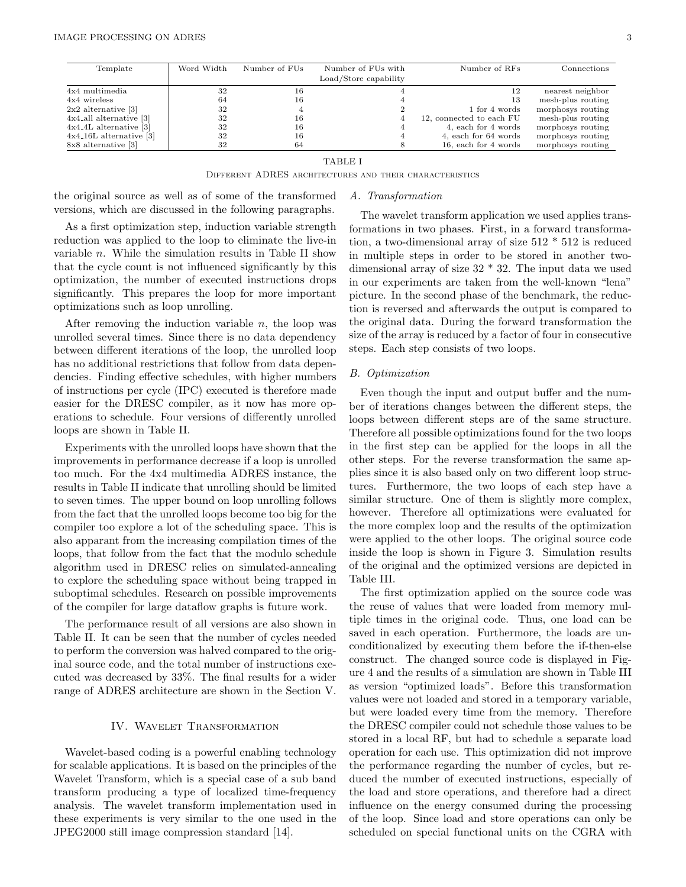| Template | Word Width | Number of FUs | Number of FUs with Load/Store capability | Number of RFs | Connections |
|---|---|---|---|---|---|
| 4x4 multimedia | 32 | 16 | 4 | 12 | nearest neighbor |
| 4x4 wireless | 64 | 16 | 4 | 13 | mesh-plus routing |
| 2x2 alternative [3] | 32 | 4 | 2 | 1 for 4 words | morphosys routing |
| 4x4_all alternative [3] | 32 | 16 | 4 | 12, connected to each FU | mesh-plus routing |
| 4x4_4L alternative [3] | 32 | 16 | 4 | 4, each for 4 words | morphosys routing |
| 4x4_16L alternative [3] | 32 | 16 | 4 | 4, each for 64 words | morphosys routing |
| 8x8 alternative [3] | 32 | 64 | 8 | 16, each for 4 words | morphosys routing |

TABLE I

Different ADRES architectures and their characteristics

the original source as well as of some of the transformed versions, which are discussed in the following paragraphs.

As a first optimization step, induction variable strength reduction was applied to the loop to eliminate the live-in variable $n$. While the simulation results in Table II show that the cycle count is not influenced significantly by this optimization, the number of executed instructions drops significantly. This prepares the loop for more important optimizations such as loop unrolling.

After removing the induction variable $n$, the loop was unrolled several times. Since there is no data dependency between different iterations of the loop, the unrolled loop has no additional restrictions that follow from data dependencies. Finding effective schedules, with higher numbers of instructions per cycle (IPC) executed is therefore made easier for the DRESC compiler, as it now has more operations to schedule. Four versions of differently unrolled loops are shown in Table II.

Experiments with the unrolled loops have shown that the improvements in performance decrease if a loop is unrolled too much. For the 4x4 multimedia ADRES instance, the results in Table II indicate that unrolling should be limited to seven times. The upper bound on loop unrolling follows from the fact that the unrolled loops become too big for the compiler too explore a lot of the scheduling space. This is also apparant from the increasing compilation times of the loops, that follow from the fact that the modulo schedule algorithm used in DRESC relies on simulated-annealing to explore the scheduling space without being trapped in suboptimal schedules. Research on possible improvements of the compiler for large dataflow graphs is future work.

The performance result of all versions are also shown in Table II. It can be seen that the number of cycles needed to perform the conversion was halved compared to the original source code, and the total number of instructions executed was decreased by 33%. The final results for a wider range of ADRES architecture are shown in the Section V.

## IV. Wavelet Transformation

Wavelet-based coding is a powerful enabling technology for scalable applications. It is based on the principles of the Wavelet Transform, which is a special case of a sub band transform producing a type of localized time-frequency analysis. The wavelet transform implementation used in these experiments is very similar to the one used in the JPEG2000 still image compression standard [14].

### A. Transformation

The wavelet transform application we used applies transformations in two phases. First, in a forward transformation, a two-dimensional array of size 512 * 512 is reduced in multiple steps in order to be stored in another two-dimensional array of size 32 * 32. The input data we used in our experiments are taken from the well-known "lena" picture. In the second phase of the benchmark, the reduction is reversed and afterwards the output is compared to the original data. During the forward transformation the size of the array is reduced by a factor of four in consecutive steps. Each step consists of two loops.

### B. Optimization

Even though the input and output buffer and the number of iterations changes between the different steps, the loops between different steps are of the same structure. Therefore all possible optimizations found for the two loops in the first step can be applied for the loops in all the other steps. For the reverse transformation the same applies since it is also based only on two different loop structures. Furthermore, the two loops of each step have a similar structure. One of them is slightly more complex, however. Therefore all optimizations were evaluated for the more complex loop and the results of the optimization were applied to the other loops. The original source code inside the loop is shown in Figure 3. Simulation results of the original and the optimized versions are depicted in Table III.

The first optimization applied on the source code was the reuse of values that were loaded from memory multiple times in the original code. Thus, one load can be saved in each operation. Furthermore, the loads are unconditionalized by executing them before the if-then-else construct. The changed source code is displayed in Figure 4 and the results of a simulation are shown in Table III as version "optimized loads". Before this transformation values were not loaded and stored in a temporary variable, but were loaded every time from the memory. Therefore the DRESC compiler could not schedule those values to be stored in a local RF, but had to schedule a separate load operation for each use. This optimization did not improve the performance regarding the number of cycles, but reduced the number of executed instructions, especially of the load and store operations, and therefore had a direct influence on the energy consumed during the processing of the loop. Since load and store operations can only be scheduled on special functional units on the CGRA with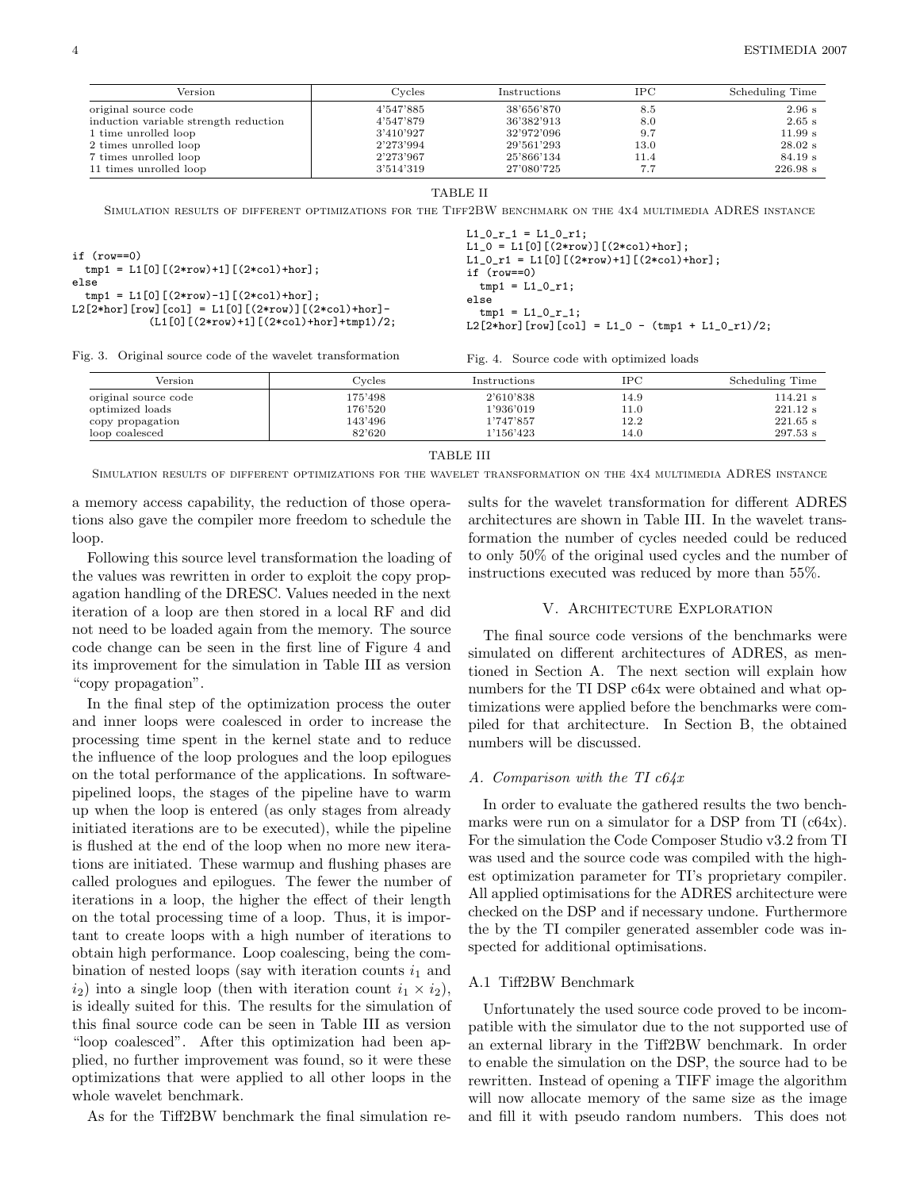| Version | Cycles | Instructions | IPC | Scheduling Time |
|---|---|---|---|---|
| original source code | 4'547'885 | 38'656'870 | 8.5 | 2.96 s |
| induction variable strength reduction | 4'547'879 | 36'382'913 | 8.0 | 2.65 s |
| 1 time unrolled loop | 3'410'927 | 32'972'096 | 9.7 | 11.99 s |
| 2 times unrolled loop | 2'273'994 | 29'561'293 | 13.0 | 28.02 s |
| 7 times unrolled loop | 2'273'967 | 25'866'134 | 11.4 | 84.19 s |
| 11 times unrolled loop | 3'514'319 | 27'080'725 | 7.7 | 226.98 s |

TABLE II

Simulation results of different optimizations for the Tiff2BW benchmark on the 4x4 multimedia ADRES instance

```
if (row==0)
  tmp1 = L1[0][(2*row)+1][(2*col)+hor];
else
  tmp1 = L1[0][(2*row)-1][(2*col)+hor];
L2[2*hor][row][col] = L1[0][(2*row)][(2*col)+hor]-
           (L1[0][(2*row)+1][(2*col)+hor]+tmp1)/2;
```

Fig. 3. Original source code of the wavelet transformation

```
L1_0_r_1 = L1_0_r1;
L1_0 = L1[0][(2*row)][(2*col)+hor];
L1_0_r1 = L1[0][(2*row)+1][(2*col)+hor];
if (row==0)
  tmp1 = L1_0_r1;
else
  tmp1 = L1_0_r_1;
L2[2*hor][row][col] = L1_0 - (tmp1 + L1_0_r1)/2;
```

Fig. 4. Source code with optimized loads

| Version | Cycles | Instructions | IPC | Scheduling Time |
|---|---|---|---|---|
| original source code | 175'498 | 2'610'838 | 14.9 | 114.21 s |
| optimized loads | 176'520 | 1'936'019 | 11.0 | 221.12 s |
| copy propagation | 143'496 | 1'747'857 | 12.2 | 221.65 s |
| loop coalesced | 82'620 | 1'156'423 | 14.0 | 297.53 s |

TABLE III

Simulation results of different optimizations for the wavelet transformation on the 4x4 multimedia ADRES instance

a memory access capability, the reduction of those operations also gave the compiler more freedom to schedule the loop.

Following this source level transformation the loading of the values was rewritten in order to exploit the copy propagation handling of the DRESC. Values needed in the next iteration of a loop are then stored in a local RF and did not need to be loaded again from the memory. The source code change can be seen in the first line of Figure 4 and its improvement for the simulation in Table III as version "copy propagation".

In the final step of the optimization process the outer and inner loops were coalesced in order to increase the processing time spent in the kernel state and to reduce the influence of the loop prologues and the loop epilogues on the total performance of the applications. In software-pipelined loops, the stages of the pipeline have to warm up when the loop is entered (as only stages from already initiated iterations are to be executed), while the pipeline is flushed at the end of the loop when no more new iterations are initiated. These warmup and flushing phases are called prologues and epilogues. The fewer the number of iterations in a loop, the higher the effect of their length on the total processing time of a loop. Thus, it is important to create loops with a high number of iterations to obtain high performance. Loop coalescing, being the combination of nested loops (say with iteration counts $i_1$ and $i_2$) into a single loop (then with iteration count $i_1 \times i_2$), is ideally suited for this. The results for the simulation of this final source code can be seen in Table III as version "loop coalesced". After this optimization had been applied, no further improvement was found, so it were these optimizations that were applied to all other loops in the whole wavelet benchmark.

As for the Tiff2BW benchmark the final simulation results for the wavelet transformation for different ADRES architectures are shown in Table III. In the wavelet transformation the number of cycles needed could be reduced to only 50% of the original used cycles and the number of instructions executed was reduced by more than 55%.

## V. Architecture Exploration

The final source code versions of the benchmarks were simulated on different architectures of ADRES, as mentioned in Section A. The next section will explain how numbers for the TI DSP c64x were obtained and what optimizations were applied before the benchmarks were compiled for that architecture. In Section B, the obtained numbers will be discussed.

### *A. Comparison with the TI c64x*

In order to evaluate the gathered results the two benchmarks were run on a simulator for a DSP from TI (c64x). For the simulation the Code Composer Studio v3.2 from TI was used and the source code was compiled with the highest optimization parameter for TI's proprietary compiler. All applied optimisations for the ADRES architecture were checked on the DSP and if necessary undone. Furthermore the by the TI compiler generated assembler code was inspected for additional optimisations.

#### A.1 Tiff2BW Benchmark

Unfortunately the used source code proved to be incompatible with the simulator due to the not supported use of an external library in the Tiff2BW benchmark. In order to enable the simulation on the DSP, the source had to be rewritten. Instead of opening a TIFF image the algorithm will now allocate memory of the same size as the image and fill it with pseudo random numbers. This does not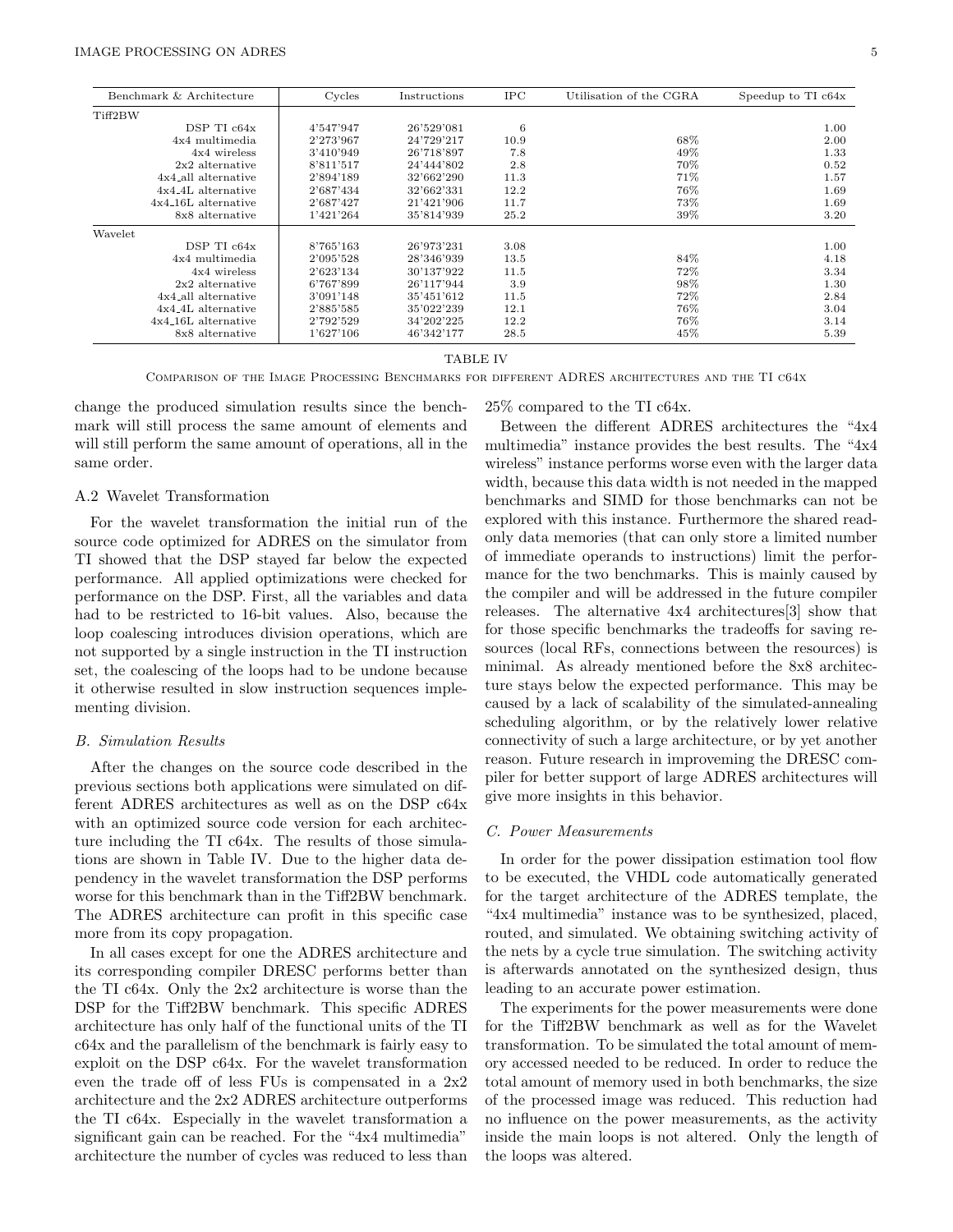| Benchmark & Architecture | Cycles | Instructions | IPC | Utilisation of the CGRA | Speedup to TI c64x |
|---|---|---|---|---|---|
| Tiff2BW | | | | | |
| DSP TI c64x | 4'547'947 | 26'529'081 | 6 | | 1.00 |
| 4x4 multimedia | 2'273'967 | 24'729'217 | 10.9 | 68% | 2.00 |
| 4x4 wireless | 3'410'949 | 26'718'897 | 7.8 | 49% | 1.33 |
| 2x2 alternative | 8'811'517 | 24'444'802 | 2.8 | 70% | 0.52 |
| 4x4_all alternative | 2'894'189 | 32'662'290 | 11.3 | 71% | 1.57 |
| 4x4_4L alternative | 2'687'434 | 32'662'331 | 12.2 | 76% | 1.69 |
| 4x4_16L alternative | 2'687'427 | 21'421'906 | 11.7 | 73% | 1.69 |
| 8x8 alternative | 1'421'264 | 35'814'939 | 25.2 | 39% | 3.20 |
| Wavelet | | | | | |
| DSP TI c64x | 8'765'163 | 26'973'231 | 3.08 | | 1.00 |
| 4x4 multimedia | 2'095'528 | 28'346'939 | 13.5 | 84% | 4.18 |
| 4x4 wireless | 2'623'134 | 30'137'922 | 11.5 | 72% | 3.34 |
| 2x2 alternative | 6'767'899 | 26'117'944 | 3.9 | 98% | 1.30 |
| 4x4_all alternative | 3'091'148 | 35'451'612 | 11.5 | 72% | 2.84 |
| 4x4_4L alternative | 2'885'585 | 35'022'239 | 12.1 | 76% | 3.04 |
| 4x4_16L alternative | 2'792'529 | 34'202'225 | 12.2 | 76% | 3.14 |
| 8x8 alternative | 1'627'106 | 46'342'177 | 28.5 | 45% | 5.39 |

TABLE IV

Comparison of the Image Processing Benchmarks for different ADRES architectures and the TI c64x

change the produced simulation results since the benchmark will still process the same amount of elements and will still perform the same amount of operations, all in the same order.

#### A.2 Wavelet Transformation

For the wavelet transformation the initial run of the source code optimized for ADRES on the simulator from TI showed that the DSP stayed far below the expected performance. All applied optimizations were checked for performance on the DSP. First, all the variables and data had to be restricted to 16-bit values. Also, because the loop coalescing introduces division operations, which are not supported by a single instruction in the TI instruction set, the coalescing of the loops had to be undone because it otherwise resulted in slow instruction sequences implementing division.

### B. Simulation Results

After the changes on the source code described in the previous sections both applications were simulated on different ADRES architectures as well as on the DSP c64x with an optimized source code version for each architecture including the TI c64x. The results of those simulations are shown in Table IV. Due to the higher data dependency in the wavelet transformation the DSP performs worse for this benchmark than in the Tiff2BW benchmark. The ADRES architecture can profit in this specific case more from its copy propagation.

In all cases except for one the ADRES architecture and its corresponding compiler DRESC performs better than the TI c64x. Only the 2x2 architecture is worse than the DSP for the Tiff2BW benchmark. This specific ADRES architecture has only half of the functional units of the TI c64x and the parallelism of the benchmark is fairly easy to exploit on the DSP c64x. For the wavelet transformation even the trade off of less FUs is compensated in a 2x2 architecture and the 2x2 ADRES architecture outperforms the TI c64x. Especially in the wavelet transformation a significant gain can be reached. For the “4x4 multimedia” architecture the number of cycles was reduced to less than 25% compared to the TI c64x.

Between the different ADRES architectures the “4x4 multimedia” instance provides the best results. The “4x4 wireless” instance performs worse even with the larger data width, because this data width is not needed in the mapped benchmarks and SIMD for those benchmarks can not be explored with this instance. Furthermore the shared read-only data memories (that can only store a limited number of immediate operands to instructions) limit the performance for the two benchmarks. This is mainly caused by the compiler and will be addressed in the future compiler releases. The alternative 4x4 architectures[3] show that for those specific benchmarks the tradeoffs for saving resources (local RFs, connections between the resources) is minimal. As already mentioned before the 8x8 architecture stays below the expected performance. This may be caused by a lack of scalability of the simulated-annealing scheduling algorithm, or by the relatively lower relative connectivity of such a large architecture, or by yet another reason. Future research in improveming the DRESC compiler for better support of large ADRES architectures will give more insights in this behavior.

### C. Power Measurements

In order for the power dissipation estimation tool flow to be executed, the VHDL code automatically generated for the target architecture of the ADRES template, the “4x4 multimedia” instance was to be synthesized, placed, routed, and simulated. We obtaining switching activity of the nets by a cycle true simulation. The switching activity is afterwards annotated on the synthesized design, thus leading to an accurate power estimation.

The experiments for the power measurements were done for the Tiff2BW benchmark as well as for the Wavelet transformation. To be simulated the total amount of memory accessed needed to be reduced. In order to reduce the total amount of memory used in both benchmarks, the size of the processed image was reduced. This reduction had no influence on the power measurements, as the activity inside the main loops is not altered. Only the length of the loops was altered.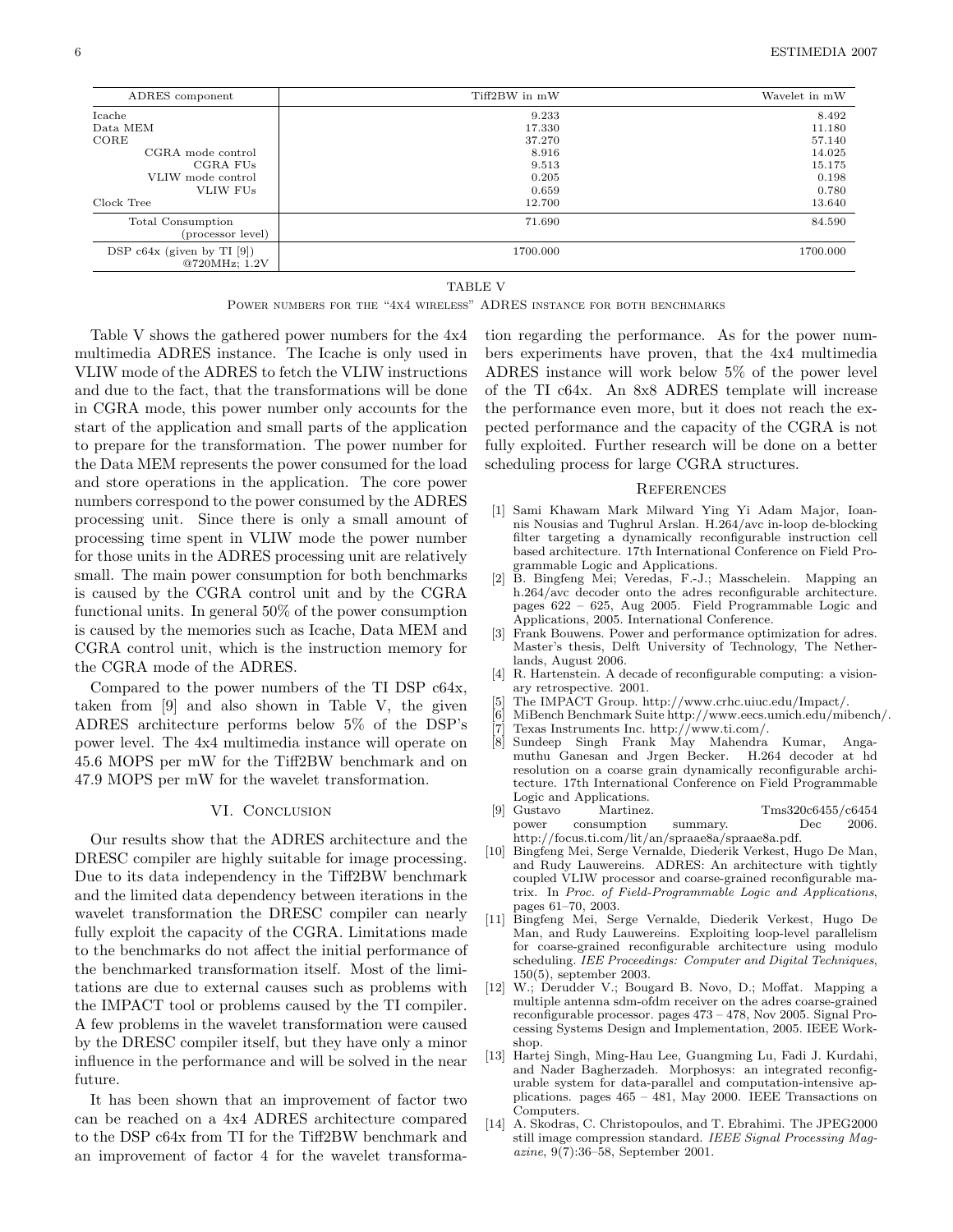| ADRES component | Tiff2BW in mW | Wavelet in mW |
|---|---|---|
| Icache | 9.233 | 8.492 |
| Data MEM | 17.330 | 11.180 |
| CORE | 37.270 | 57.140 |
| CGRA mode control | 8.916 | 14.025 |
| CGRA FUs | 9.513 | 15.175 |
| VLIW mode control | 0.205 | 0.198 |
| VLIW FUs | 0.659 | 0.780 |
| Clock Tree | 12.700 | 13.640 |
| Total Consumption (processor level) | 71.690 | 84.590 |
| DSP c64x (given by TI [9]) @720MHz; 1.2V | 1700.000 | 1700.000 |

TABLE V

Power numbers for the "4x4 wireless" ADRES instance for both benchmarks

Table V shows the gathered power numbers for the 4x4 multimedia ADRES instance. The Icache is only used in VLIW mode of the ADRES to fetch the VLIW instructions and due to the fact, that the transformations will be done in CGRA mode, this power number only accounts for the start of the application and small parts of the application to prepare for the transformation. The power number for the Data MEM represents the power consumed for the load and store operations in the application. The core power numbers correspond to the power consumed by the ADRES processing unit. Since there is only a small amount of processing time spent in VLIW mode the power number for those units in the ADRES processing unit are relatively small. The main power consumption for both benchmarks is caused by the CGRA control unit and by the CGRA functional units. In general 50% of the power consumption is caused by the memories such as Icache, Data MEM and CGRA control unit, which is the instruction memory for the CGRA mode of the ADRES.

Compared to the power numbers of the TI DSP c64x, taken from [9] and also shown in Table V, the given ADRES architecture performs below 5% of the DSP's power level. The 4x4 multimedia instance will operate on 45.6 MOPS per mW for the Tiff2BW benchmark and on 47.9 MOPS per mW for the wavelet transformation.

## VI. Conclusion

Our results show that the ADRES architecture and the DRESC compiler are highly suitable for image processing. Due to its data independency in the Tiff2BW benchmark and the limited data dependency between iterations in the wavelet transformation the DRESC compiler can nearly fully exploit the capacity of the CGRA. Limitations made to the benchmarks do not affect the initial performance of the benchmarked transformation itself. Most of the limitations are due to external causes such as problems with the IMPACT tool or problems caused by the TI compiler. A few problems in the wavelet transformation were caused by the DRESC compiler itself, but they have only a minor influence in the performance and will be solved in the near future.

It has been shown that an improvement of factor two can be reached on a 4x4 ADRES architecture compared to the DSP c64x from TI for the Tiff2BW benchmark and an improvement of factor 4 for the wavelet transformation regarding the performance. As for the power numbers experiments have proven, that the 4x4 multimedia ADRES instance will work below 5% of the power level of the TI c64x. An 8x8 ADRES template will increase the performance even more, but it does not reach the expected performance and the capacity of the CGRA is not fully exploited. Further research will be done on a better scheduling process for large CGRA structures.

## References

[1] Sami Khawam Mark Milward Ying Yi Adam Major, Ioannis Nousias and Tughrul Arslan. H.264/avc in-loop de-blocking filter targeting a dynamically reconfigurable instruction cell based architecture. 17th International Conference on Field Programmable Logic and Applications.

[2] B. Bingfeng Mei; Veredas, F.-J.; Masschelein. Mapping an h.264/avc decoder onto the adres reconfigurable architecture. pages 622 – 625, Aug 2005. Field Programmable Logic and Applications, 2005. International Conference.

[3] Frank Bouwens. Power and performance optimization for adres. Master's thesis, Delft University of Technology, The Netherlands, August 2006.

[4] R. Hartenstein. A decade of reconfigurable computing: a visionary retrospective. 2001.

[5] The IMPACT Group. http://www.crhc.uiuc.edu/Impact/.

[6] MiBench Benchmark Suite http://www.eecs.umich.edu/mibench/.

[7] Texas Instruments Inc. http://www.ti.com/.

[8] Sundeep Singh Frank May Mahendra Kumar, Angamuthu Ganesan and Jrgen Becker. H.264 decoder at hd resolution on a coarse grain dynamically reconfigurable architecture. 17th International Conference on Field Programmable Logic and Applications.

[9] Gustavo Martinez. Tms320c6455/c6454 power consumption summary. Dec 2006. http://focus.ti.com/lit/an/spraae8a/spraae8a.pdf.

[10] Bingfeng Mei, Serge Vernalde, Diederik Verkest, Hugo De Man, and Rudy Lauwereins. ADRES: An architecture with tightly coupled VLIW processor and coarse-grained reconfigurable matrix. In *Proc. of Field-Programmable Logic and Applications*, pages 61–70, 2003.

[11] Bingfeng Mei, Serge Vernalde, Diederik Verkest, Hugo De Man, and Rudy Lauwereins. Exploiting loop-level parallelism for coarse-grained reconfigurable architecture using modulo scheduling. *IEE Proceedings: Computer and Digital Techniques*, 150(5), september 2003.

[12] W.; Derudder V.; Bougard B. Novo, D.; Moffat. Mapping a multiple antenna sdm-ofdm receiver on the adres coarse-grained reconfigurable processor. pages 473 – 478, Nov 2005. Signal Processing Systems Design and Implementation, 2005. IEEE Workshop.

[13] Hartej Singh, Ming-Hau Lee, Guangming Lu, Fadi J. Kurdahi, and Nader Bagherzadeh. Morphosys: an integrated reconfigurable system for data-parallel and computation-intensive applications. pages 465 – 481, May 2000. IEEE Transactions on Computers.

[14] A. Skodras, C. Christopoulos, and T. Ebrahimi. The JPEG2000 still image compression standard. *IEEE Signal Processing Magazine*, 9(7):36–58, September 2001.